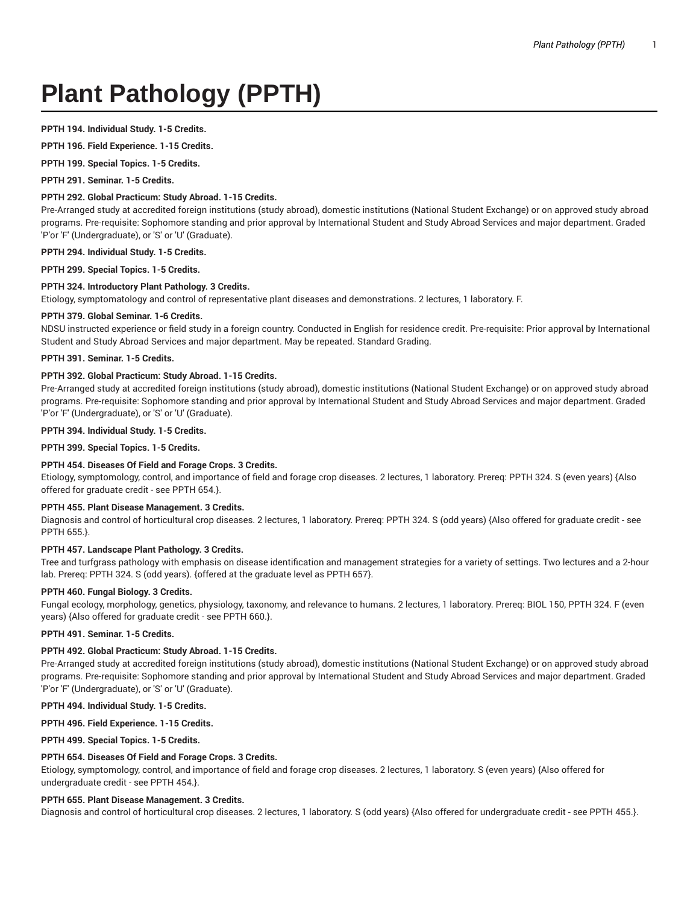# Plant Pathology (PPTH)

**PPTH 194. Individual Study. 1-5 Credits.**

**PPTH 196. Field Experience. 1-15 Credits.**

**PPTH 199. Special Topics. 1-5 Credits.**

**PPTH 291. Seminar. 1-5 Credits.**

**PPTH 292. Global Practicum: Study Abroad. 1-15 Credits.**
Pre-Arranged study at accredited foreign institutions (study abroad), domestic institutions (National Student Exchange) or on approved study abroad programs. Pre-requisite: Sophomore standing and prior approval by International Student and Study Abroad Services and major department. Graded 'P'or 'F' (Undergraduate), or 'S' or 'U' (Graduate).

**PPTH 294. Individual Study. 1-5 Credits.**

**PPTH 299. Special Topics. 1-5 Credits.**

**PPTH 324. Introductory Plant Pathology. 3 Credits.**
Etiology, symptomatology and control of representative plant diseases and demonstrations. 2 lectures, 1 laboratory. F.

**PPTH 379. Global Seminar. 1-6 Credits.**
NDSU instructed experience or field study in a foreign country. Conducted in English for residence credit. Pre-requisite: Prior approval by International Student and Study Abroad Services and major department. May be repeated. Standard Grading.

**PPTH 391. Seminar. 1-5 Credits.**

**PPTH 392. Global Practicum: Study Abroad. 1-15 Credits.**
Pre-Arranged study at accredited foreign institutions (study abroad), domestic institutions (National Student Exchange) or on approved study abroad programs. Pre-requisite: Sophomore standing and prior approval by International Student and Study Abroad Services and major department. Graded 'P'or 'F' (Undergraduate), or 'S' or 'U' (Graduate).

**PPTH 394. Individual Study. 1-5 Credits.**

**PPTH 399. Special Topics. 1-5 Credits.**

**PPTH 454. Diseases Of Field and Forage Crops. 3 Credits.**
Etiology, symptomology, control, and importance of field and forage crop diseases. 2 lectures, 1 laboratory. Prereq: PPTH 324. S (even years) {Also offered for graduate credit - see PPTH 654.}.

**PPTH 455. Plant Disease Management. 3 Credits.**
Diagnosis and control of horticultural crop diseases. 2 lectures, 1 laboratory. Prereq: PPTH 324. S (odd years) {Also offered for graduate credit - see PPTH 655.}.

**PPTH 457. Landscape Plant Pathology. 3 Credits.**
Tree and turfgrass pathology with emphasis on disease identification and management strategies for a variety of settings. Two lectures and a 2-hour lab. Prereq: PPTH 324. S (odd years). {offered at the graduate level as PPTH 657}.

**PPTH 460. Fungal Biology. 3 Credits.**
Fungal ecology, morphology, genetics, physiology, taxonomy, and relevance to humans. 2 lectures, 1 laboratory. Prereq: BIOL 150, PPTH 324. F (even years) {Also offered for graduate credit - see PPTH 660.}.

**PPTH 491. Seminar. 1-5 Credits.**

**PPTH 492. Global Practicum: Study Abroad. 1-15 Credits.**
Pre-Arranged study at accredited foreign institutions (study abroad), domestic institutions (National Student Exchange) or on approved study abroad programs. Pre-requisite: Sophomore standing and prior approval by International Student and Study Abroad Services and major department. Graded 'P'or 'F' (Undergraduate), or 'S' or 'U' (Graduate).

**PPTH 494. Individual Study. 1-5 Credits.**

**PPTH 496. Field Experience. 1-15 Credits.**

**PPTH 499. Special Topics. 1-5 Credits.**

**PPTH 654. Diseases Of Field and Forage Crops. 3 Credits.**
Etiology, symptomology, control, and importance of field and forage crop diseases. 2 lectures, 1 laboratory. S (even years) {Also offered for undergraduate credit - see PPTH 454.}.

**PPTH 655. Plant Disease Management. 3 Credits.**
Diagnosis and control of horticultural crop diseases. 2 lectures, 1 laboratory. S (odd years) {Also offered for undergraduate credit - see PPTH 455.}.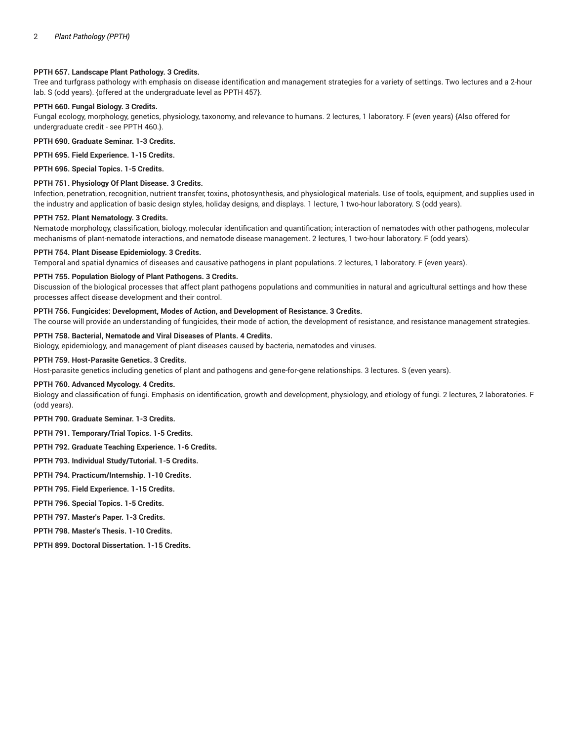**PPTH 657. Landscape Plant Pathology. 3 Credits.**
Tree and turfgrass pathology with emphasis on disease identification and management strategies for a variety of settings. Two lectures and a 2-hour lab. S (odd years). {offered at the undergraduate level as PPTH 457}.

**PPTH 660. Fungal Biology. 3 Credits.**
Fungal ecology, morphology, genetics, physiology, taxonomy, and relevance to humans. 2 lectures, 1 laboratory. F (even years) {Also offered for undergraduate credit - see PPTH 460.}.

**PPTH 690. Graduate Seminar. 1-3 Credits.**

**PPTH 695. Field Experience. 1-15 Credits.**

**PPTH 696. Special Topics. 1-5 Credits.**

**PPTH 751. Physiology Of Plant Disease. 3 Credits.**
Infection, penetration, recognition, nutrient transfer, toxins, photosynthesis, and physiological materials. Use of tools, equipment, and supplies used in the industry and application of basic design styles, holiday designs, and displays. 1 lecture, 1 two-hour laboratory. S (odd years).

**PPTH 752. Plant Nematology. 3 Credits.**
Nematode morphology, classification, biology, molecular identification and quantification; interaction of nematodes with other pathogens, molecular mechanisms of plant-nematode interactions, and nematode disease management. 2 lectures, 1 two-hour laboratory. F (odd years).

**PPTH 754. Plant Disease Epidemiology. 3 Credits.**
Temporal and spatial dynamics of diseases and causative pathogens in plant populations. 2 lectures, 1 laboratory. F (even years).

**PPTH 755. Population Biology of Plant Pathogens. 3 Credits.**
Discussion of the biological processes that affect plant pathogens populations and communities in natural and agricultural settings and how these processes affect disease development and their control.

**PPTH 756. Fungicides: Development, Modes of Action, and Development of Resistance. 3 Credits.**
The course will provide an understanding of fungicides, their mode of action, the development of resistance, and resistance management strategies.

**PPTH 758. Bacterial, Nematode and Viral Diseases of Plants. 4 Credits.**
Biology, epidemiology, and management of plant diseases caused by bacteria, nematodes and viruses.

**PPTH 759. Host-Parasite Genetics. 3 Credits.**
Host-parasite genetics including genetics of plant and pathogens and gene-for-gene relationships. 3 lectures. S (even years).

**PPTH 760. Advanced Mycology. 4 Credits.**
Biology and classification of fungi. Emphasis on identification, growth and development, physiology, and etiology of fungi. 2 lectures, 2 laboratories. F (odd years).

**PPTH 790. Graduate Seminar. 1-3 Credits.**

**PPTH 791. Temporary/Trial Topics. 1-5 Credits.**

**PPTH 792. Graduate Teaching Experience. 1-6 Credits.**

**PPTH 793. Individual Study/Tutorial. 1-5 Credits.**

**PPTH 794. Practicum/Internship. 1-10 Credits.**

**PPTH 795. Field Experience. 1-15 Credits.**

**PPTH 796. Special Topics. 1-5 Credits.**

**PPTH 797. Master's Paper. 1-3 Credits.**

**PPTH 798. Master's Thesis. 1-10 Credits.**

**PPTH 899. Doctoral Dissertation. 1-15 Credits.**